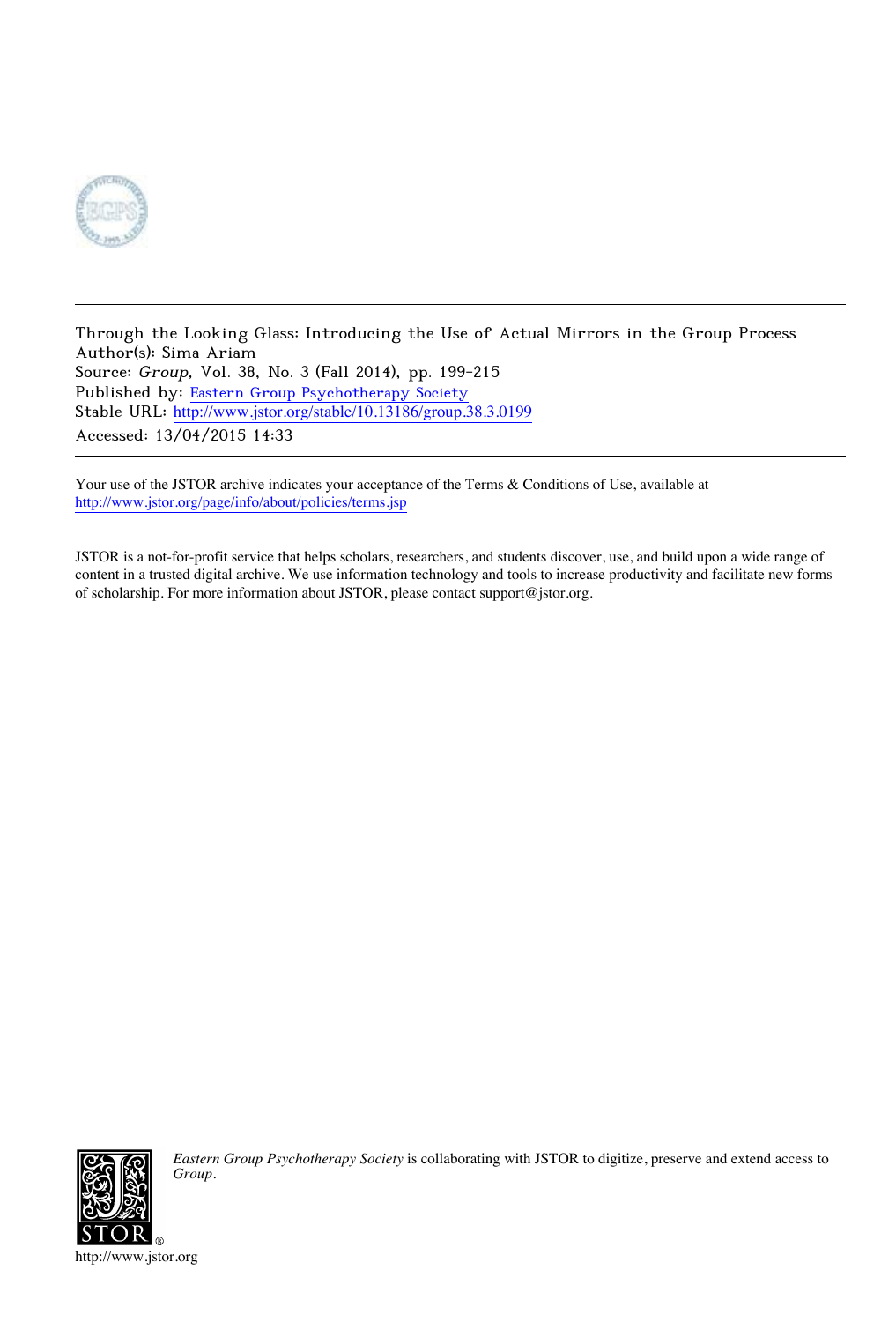Through the Looking Glass: Introducing the Use of Actual Mirrors in the Group Process
Author(s): Sima Ariam
Source: *Group*, Vol. 38, No. 3 (Fall 2014), pp. 199-215
Published by: Eastern Group Psychotherapy Society
Stable URL: http://www.jstor.org/stable/10.13186/group.38.3.0199
Accessed: 13/04/2015 14:33

---

Your use of the JSTOR archive indicates your acceptance of the Terms & Conditions of Use, available at http://www.jstor.org/page/info/about/policies/terms.jsp

JSTOR is a not-for-profit service that helps scholars, researchers, and students discover, use, and build upon a wide range of content in a trusted digital archive. We use information technology and tools to increase productivity and facilitate new forms of scholarship. For more information about JSTOR, please contact support@jstor.org.

*Eastern Group Psychotherapy Society* is collaborating with JSTOR to digitize, preserve and extend access to *Group*.

http://www.jstor.org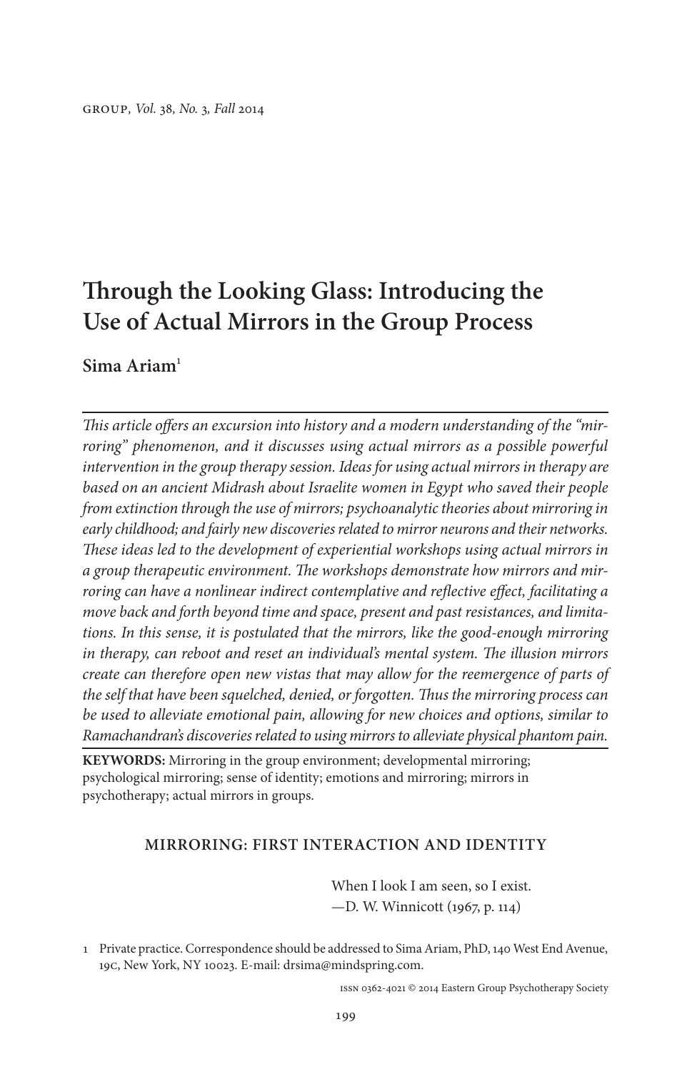# Through the Looking Glass: Introducing the Use of Actual Mirrors in the Group Process

**Sima Ariam**[1]

*This article offers an excursion into history and a modern understanding of the "mirroring" phenomenon, and it discusses using actual mirrors as a possible powerful intervention in the group therapy session. Ideas for using actual mirrors in therapy are based on an ancient Midrash about Israelite women in Egypt who saved their people from extinction through the use of mirrors; psychoanalytic theories about mirroring in early childhood; and fairly new discoveries related to mirror neurons and their networks. These ideas led to the development of experiential workshops using actual mirrors in a group therapeutic environment. The workshops demonstrate how mirrors and mirroring can have a nonlinear indirect contemplative and reflective effect, facilitating a move back and forth beyond time and space, present and past resistances, and limitations. In this sense, it is postulated that the mirrors, like the good-enough mirroring in therapy, can reboot and reset an individual's mental system. The illusion mirrors create can therefore open new vistas that may allow for the reemergence of parts of the self that have been squelched, denied, or forgotten. Thus the mirroring process can be used to alleviate emotional pain, allowing for new choices and options, similar to Ramachandran's discoveries related to using mirrors to alleviate physical phantom pain.*

**KEYWORDS:** Mirroring in the group environment; developmental mirroring; psychological mirroring; sense of identity; emotions and mirroring; mirrors in psychotherapy; actual mirrors in groups.

## MIRRORING: FIRST INTERACTION AND IDENTITY

> When I look I am seen, so I exist.
> —D. W. Winnicott (1967, p. 114)

[1] Private practice. Correspondence should be addressed to Sima Ariam, PhD, 140 West End Avenue, 19C, New York, NY 10023. E-mail: drsima@mindspring.com.

ISSN 0362-4021 © 2014 Eastern Group Psychotherapy Society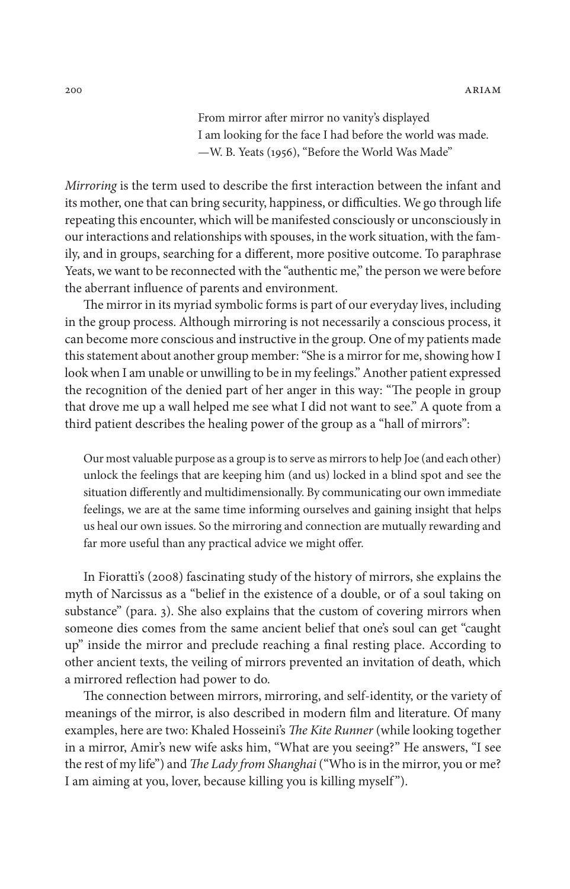> From mirror after mirror no vanity's displayed
> I am looking for the face I had before the world was made.
> —W. B. Yeats (1956), "Before the World Was Made"

*Mirroring* is the term used to describe the first interaction between the infant and its mother, one that can bring security, happiness, or difficulties. We go through life repeating this encounter, which will be manifested consciously or unconsciously in our interactions and relationships with spouses, in the work situation, with the family, and in groups, searching for a different, more positive outcome. To paraphrase Yeats, we want to be reconnected with the "authentic me," the person we were before the aberrant influence of parents and environment.

The mirror in its myriad symbolic forms is part of our everyday lives, including in the group process. Although mirroring is not necessarily a conscious process, it can become more conscious and instructive in the group. One of my patients made this statement about another group member: "She is a mirror for me, showing how I look when I am unable or unwilling to be in my feelings." Another patient expressed the recognition of the denied part of her anger in this way: "The people in group that drove me up a wall helped me see what I did not want to see." A quote from a third patient describes the healing power of the group as a "hall of mirrors":

> Our most valuable purpose as a group is to serve as mirrors to help Joe (and each other) unlock the feelings that are keeping him (and us) locked in a blind spot and see the situation differently and multidimensionally. By communicating our own immediate feelings, we are at the same time informing ourselves and gaining insight that helps us heal our own issues. So the mirroring and connection are mutually rewarding and far more useful than any practical advice we might offer.

In Fioratti's (2008) fascinating study of the history of mirrors, she explains the myth of Narcissus as a "belief in the existence of a double, or of a soul taking on substance" (para. 3). She also explains that the custom of covering mirrors when someone dies comes from the same ancient belief that one's soul can get "caught up" inside the mirror and preclude reaching a final resting place. According to other ancient texts, the veiling of mirrors prevented an invitation of death, which a mirrored reflection had power to do.

The connection between mirrors, mirroring, and self-identity, or the variety of meanings of the mirror, is also described in modern film and literature. Of many examples, here are two: Khaled Hosseini's *The Kite Runner* (while looking together in a mirror, Amir's new wife asks him, "What are you seeing?" He answers, "I see the rest of my life") and *The Lady from Shanghai* ("Who is in the mirror, you or me? I am aiming at you, lover, because killing you is killing myself").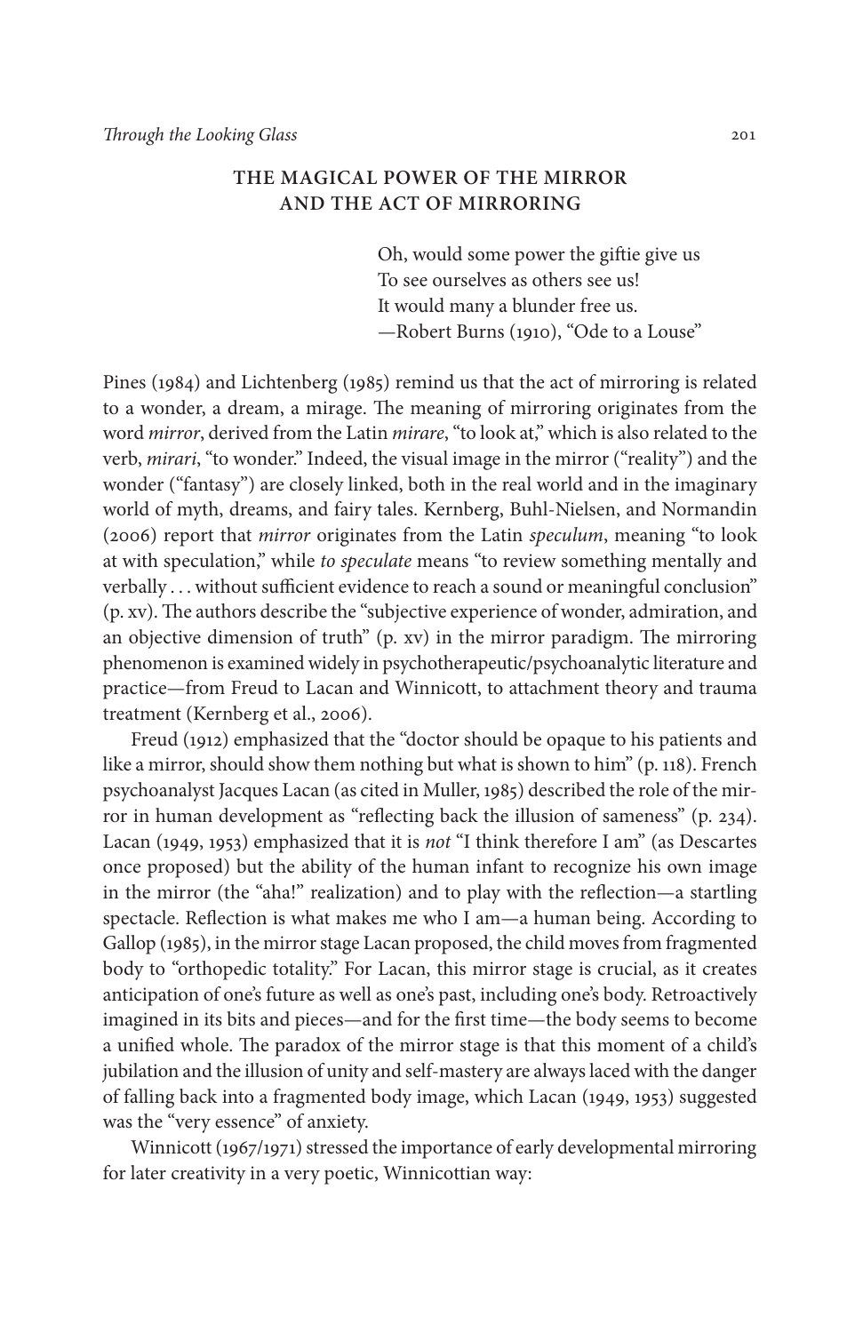## THE MAGICAL POWER OF THE MIRROR AND THE ACT OF MIRRORING

> Oh, would some power the giftie give us
> To see ourselves as others see us!
> It would many a blunder free us.
> —Robert Burns (1910), "Ode to a Louse"

Pines (1984) and Lichtenberg (1985) remind us that the act of mirroring is related to a wonder, a dream, a mirage. The meaning of mirroring originates from the word *mirror*, derived from the Latin *mirare*, "to look at," which is also related to the verb, *mirari*, "to wonder." Indeed, the visual image in the mirror ("reality") and the wonder ("fantasy") are closely linked, both in the real world and in the imaginary world of myth, dreams, and fairy tales. Kernberg, Buhl-Nielsen, and Normandin (2006) report that *mirror* originates from the Latin *speculum*, meaning "to look at with speculation," while *to speculate* means "to review something mentally and verbally . . . without sufficient evidence to reach a sound or meaningful conclusion" (p. xv). The authors describe the "subjective experience of wonder, admiration, and an objective dimension of truth" (p. xv) in the mirror paradigm. The mirroring phenomenon is examined widely in psychotherapeutic/psychoanalytic literature and practice—from Freud to Lacan and Winnicott, to attachment theory and trauma treatment (Kernberg et al., 2006).

Freud (1912) emphasized that the "doctor should be opaque to his patients and like a mirror, should show them nothing but what is shown to him" (p. 118). French psychoanalyst Jacques Lacan (as cited in Muller, 1985) described the role of the mirror in human development as "reflecting back the illusion of sameness" (p. 234). Lacan (1949, 1953) emphasized that it is *not* "I think therefore I am" (as Descartes once proposed) but the ability of the human infant to recognize his own image in the mirror (the "aha!" realization) and to play with the reflection—a startling spectacle. Reflection is what makes me who I am—a human being. According to Gallop (1985), in the mirror stage Lacan proposed, the child moves from fragmented body to "orthopedic totality." For Lacan, this mirror stage is crucial, as it creates anticipation of one's future as well as one's past, including one's body. Retroactively imagined in its bits and pieces—and for the first time—the body seems to become a unified whole. The paradox of the mirror stage is that this moment of a child's jubilation and the illusion of unity and self-mastery are always laced with the danger of falling back into a fragmented body image, which Lacan (1949, 1953) suggested was the "very essence" of anxiety.

Winnicott (1967/1971) stressed the importance of early developmental mirroring for later creativity in a very poetic, Winnicottian way: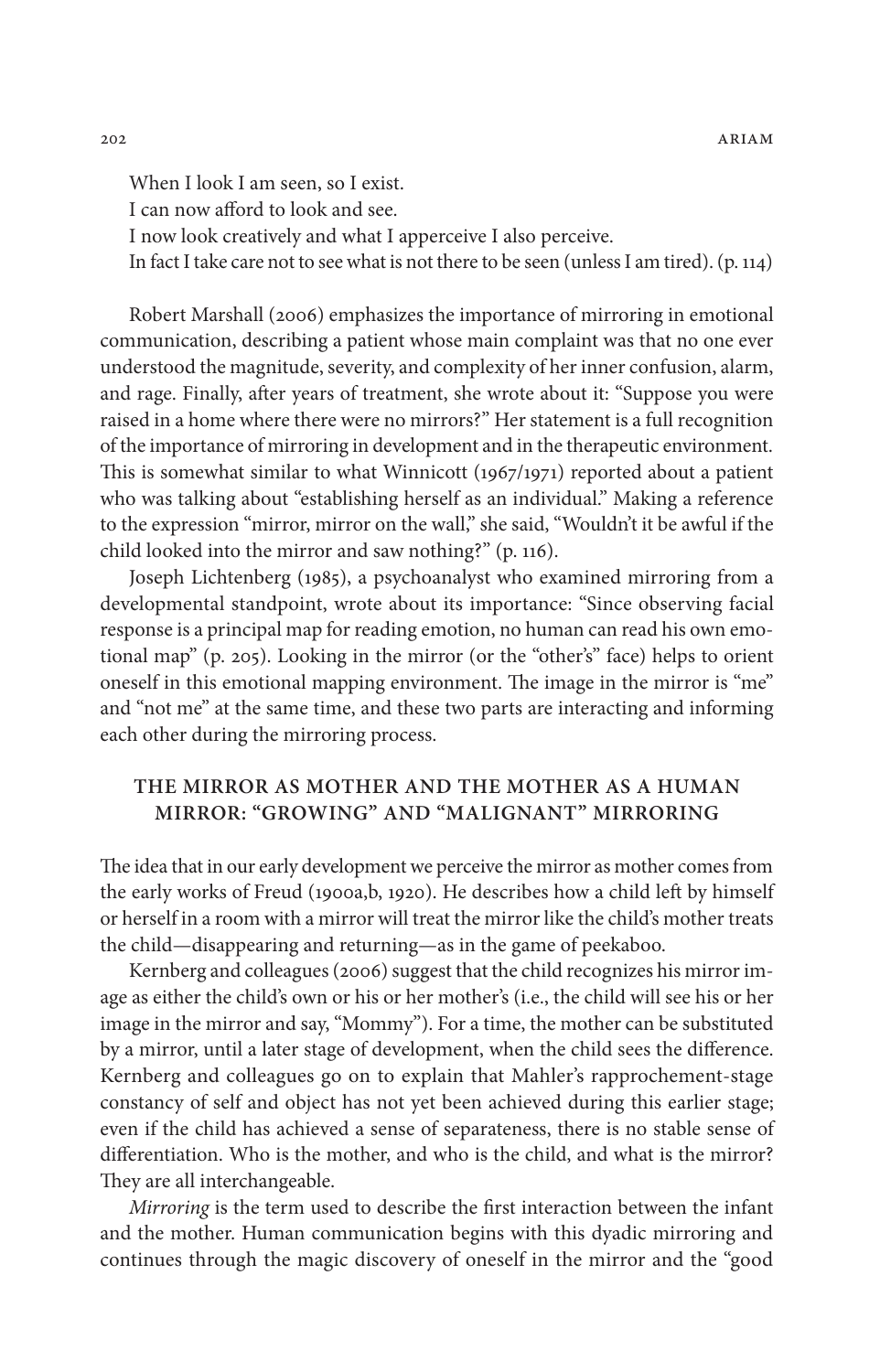When I look I am seen, so I exist.
I can now afford to look and see.
I now look creatively and what I apperceive I also perceive.
In fact I take care not to see what is not there to be seen (unless I am tired). (p. 114)

Robert Marshall (2006) emphasizes the importance of mirroring in emotional communication, describing a patient whose main complaint was that no one ever understood the magnitude, severity, and complexity of her inner confusion, alarm, and rage. Finally, after years of treatment, she wrote about it: "Suppose you were raised in a home where there were no mirrors?" Her statement is a full recognition of the importance of mirroring in development and in the therapeutic environment. This is somewhat similar to what Winnicott (1967/1971) reported about a patient who was talking about "establishing herself as an individual." Making a reference to the expression "mirror, mirror on the wall," she said, "Wouldn't it be awful if the child looked into the mirror and saw nothing?" (p. 116).

Joseph Lichtenberg (1985), a psychoanalyst who examined mirroring from a developmental standpoint, wrote about its importance: "Since observing facial response is a principal map for reading emotion, no human can read his own emotional map" (p. 205). Looking in the mirror (or the "other's" face) helps to orient oneself in this emotional mapping environment. The image in the mirror is "me" and "not me" at the same time, and these two parts are interacting and informing each other during the mirroring process.

## THE MIRROR AS MOTHER AND THE MOTHER AS A HUMAN MIRROR: "GROWING" AND "MALIGNANT" MIRRORING

The idea that in our early development we perceive the mirror as mother comes from the early works of Freud (1900a,b, 1920). He describes how a child left by himself or herself in a room with a mirror will treat the mirror like the child's mother treats the child—disappearing and returning—as in the game of peekaboo.

Kernberg and colleagues (2006) suggest that the child recognizes his mirror image as either the child's own or his or her mother's (i.e., the child will see his or her image in the mirror and say, "Mommy"). For a time, the mother can be substituted by a mirror, until a later stage of development, when the child sees the difference. Kernberg and colleagues go on to explain that Mahler's rapprochement-stage constancy of self and object has not yet been achieved during this earlier stage; even if the child has achieved a sense of separateness, there is no stable sense of differentiation. Who is the mother, and who is the child, and what is the mirror? They are all interchangeable.

*Mirroring* is the term used to describe the first interaction between the infant and the mother. Human communication begins with this dyadic mirroring and continues through the magic discovery of oneself in the mirror and the "good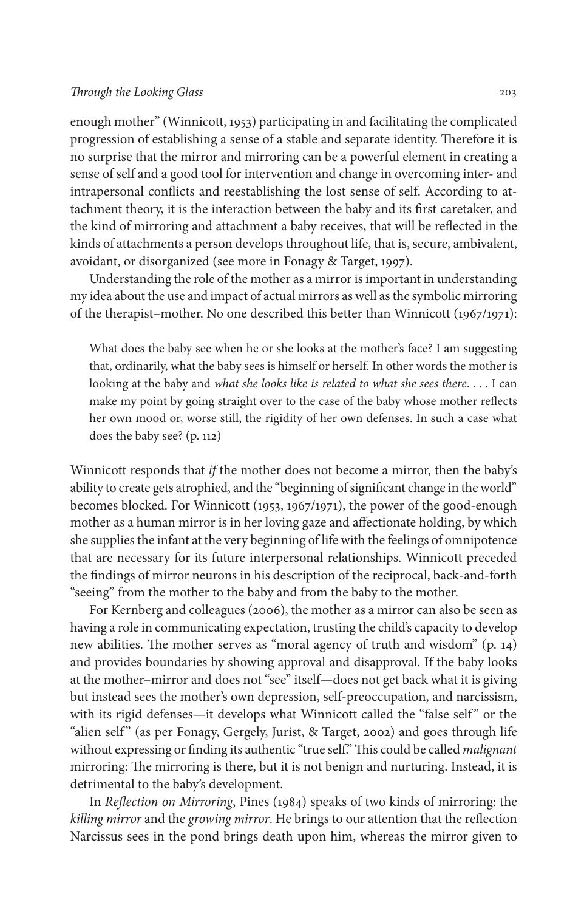enough mother" (Winnicott, 1953) participating in and facilitating the complicated progression of establishing a sense of a stable and separate identity. Therefore it is no surprise that the mirror and mirroring can be a powerful element in creating a sense of self and a good tool for intervention and change in overcoming inter- and intrapersonal conflicts and reestablishing the lost sense of self. According to attachment theory, it is the interaction between the baby and its first caretaker, and the kind of mirroring and attachment a baby receives, that will be reflected in the kinds of attachments a person develops throughout life, that is, secure, ambivalent, avoidant, or disorganized (see more in Fonagy & Target, 1997).

Understanding the role of the mother as a mirror is important in understanding my idea about the use and impact of actual mirrors as well as the symbolic mirroring of the therapist–mother. No one described this better than Winnicott (1967/1971):

> What does the baby see when he or she looks at the mother's face? I am suggesting that, ordinarily, what the baby sees is himself or herself. In other words the mother is looking at the baby and *what she looks like is related to what she sees there*. . . . I can make my point by going straight over to the case of the baby whose mother reflects her own mood or, worse still, the rigidity of her own defenses. In such a case what does the baby see? (p. 112)

Winnicott responds that *if* the mother does not become a mirror, then the baby's ability to create gets atrophied, and the "beginning of significant change in the world" becomes blocked. For Winnicott (1953, 1967/1971), the power of the good-enough mother as a human mirror is in her loving gaze and affectionate holding, by which she supplies the infant at the very beginning of life with the feelings of omnipotence that are necessary for its future interpersonal relationships. Winnicott preceded the findings of mirror neurons in his description of the reciprocal, back-and-forth "seeing" from the mother to the baby and from the baby to the mother.

For Kernberg and colleagues (2006), the mother as a mirror can also be seen as having a role in communicating expectation, trusting the child's capacity to develop new abilities. The mother serves as "moral agency of truth and wisdom" (p. 14) and provides boundaries by showing approval and disapproval. If the baby looks at the mother–mirror and does not "see" itself—does not get back what it is giving but instead sees the mother's own depression, self-preoccupation, and narcissism, with its rigid defenses—it develops what Winnicott called the "false self" or the "alien self" (as per Fonagy, Gergely, Jurist, & Target, 2002) and goes through life without expressing or finding its authentic "true self." This could be called *malignant* mirroring: The mirroring is there, but it is not benign and nurturing. Instead, it is detrimental to the baby's development.

In *Reflection on Mirroring*, Pines (1984) speaks of two kinds of mirroring: the *killing mirror* and the *growing mirror*. He brings to our attention that the reflection Narcissus sees in the pond brings death upon him, whereas the mirror given to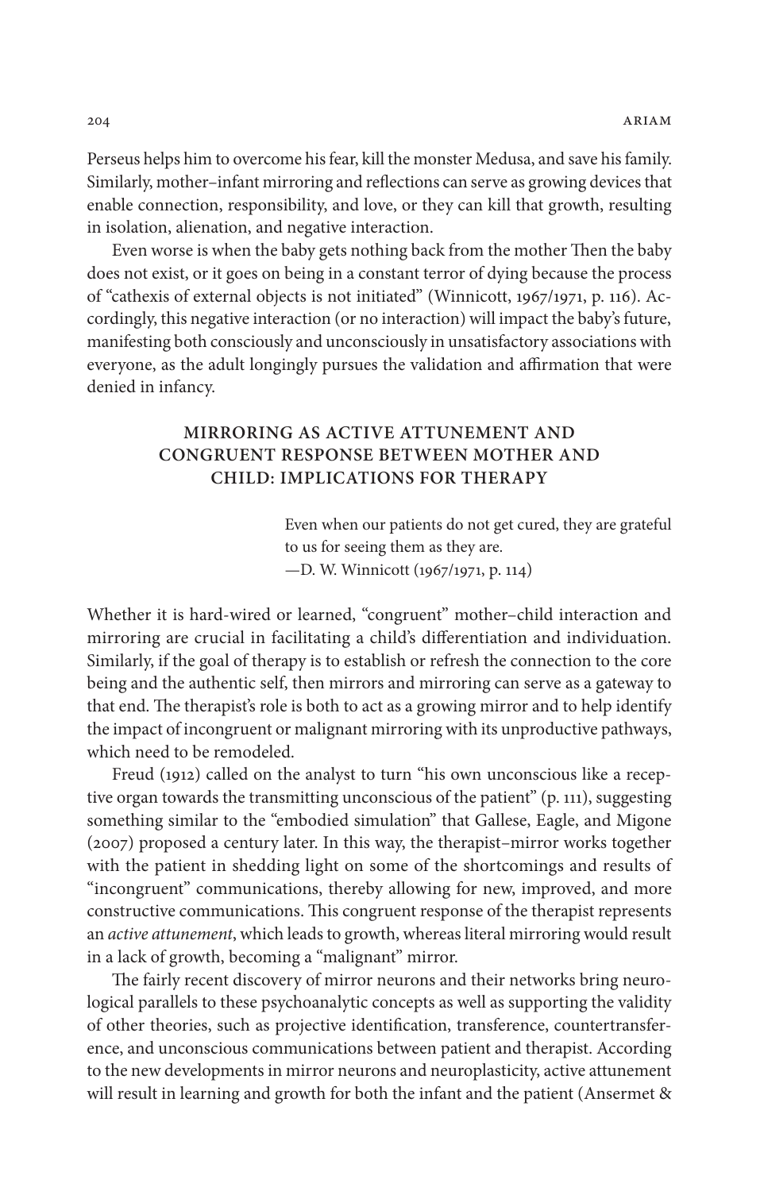Perseus helps him to overcome his fear, kill the monster Medusa, and save his family. Similarly, mother–infant mirroring and reflections can serve as growing devices that enable connection, responsibility, and love, or they can kill that growth, resulting in isolation, alienation, and negative interaction.

Even worse is when the baby gets nothing back from the mother Then the baby does not exist, or it goes on being in a constant terror of dying because the process of "cathexis of external objects is not initiated" (Winnicott, 1967/1971, p. 116). Accordingly, this negative interaction (or no interaction) will impact the baby's future, manifesting both consciously and unconsciously in unsatisfactory associations with everyone, as the adult longingly pursues the validation and affirmation that were denied in infancy.

## MIRRORING AS ACTIVE ATTUNEMENT AND CONGRUENT RESPONSE BETWEEN MOTHER AND CHILD: IMPLICATIONS FOR THERAPY

> Even when our patients do not get cured, they are grateful to us for seeing them as they are.
> —D. W. Winnicott (1967/1971, p. 114)

Whether it is hard-wired or learned, "congruent" mother–child interaction and mirroring are crucial in facilitating a child's differentiation and individuation. Similarly, if the goal of therapy is to establish or refresh the connection to the core being and the authentic self, then mirrors and mirroring can serve as a gateway to that end. The therapist's role is both to act as a growing mirror and to help identify the impact of incongruent or malignant mirroring with its unproductive pathways, which need to be remodeled.

Freud (1912) called on the analyst to turn "his own unconscious like a receptive organ towards the transmitting unconscious of the patient" (p. 111), suggesting something similar to the "embodied simulation" that Gallese, Eagle, and Migone (2007) proposed a century later. In this way, the therapist–mirror works together with the patient in shedding light on some of the shortcomings and results of "incongruent" communications, thereby allowing for new, improved, and more constructive communications. This congruent response of the therapist represents an *active attunement*, which leads to growth, whereas literal mirroring would result in a lack of growth, becoming a "malignant" mirror.

The fairly recent discovery of mirror neurons and their networks bring neurological parallels to these psychoanalytic concepts as well as supporting the validity of other theories, such as projective identification, transference, countertransference, and unconscious communications between patient and therapist. According to the new developments in mirror neurons and neuroplasticity, active attunement will result in learning and growth for both the infant and the patient (Ansermet &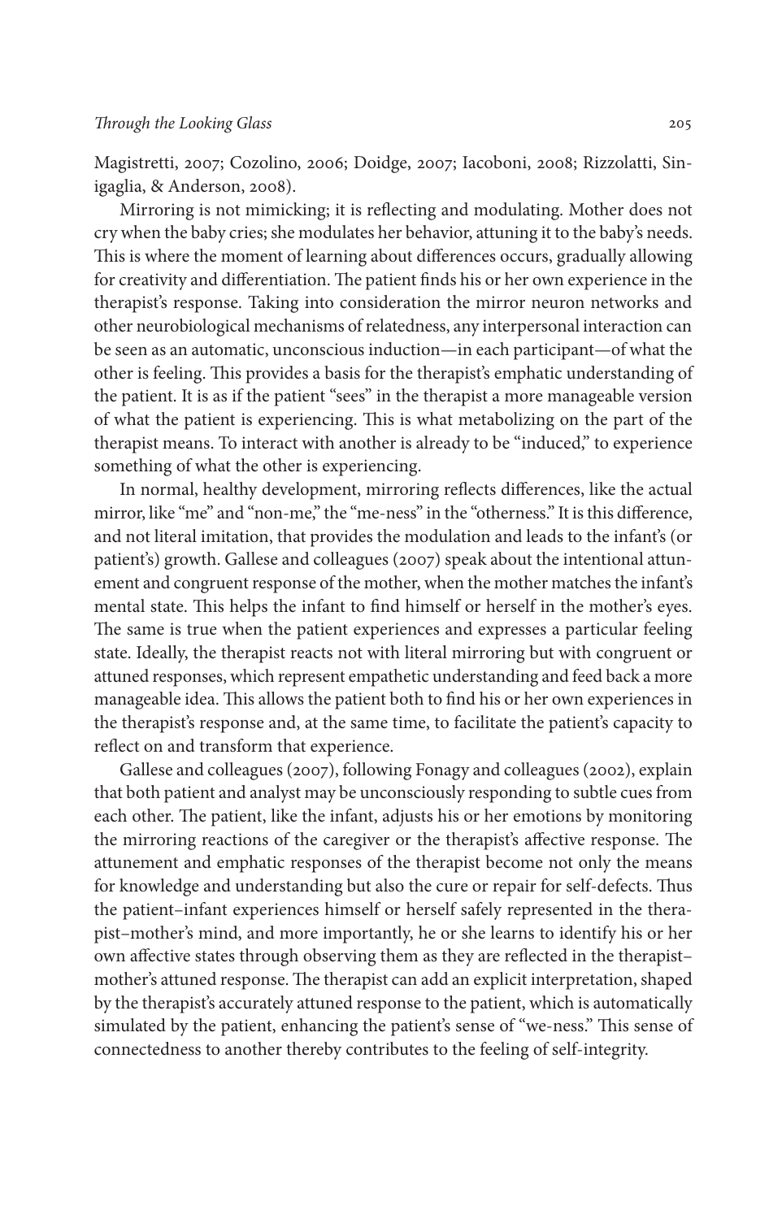Magistretti, 2007; Cozolino, 2006; Doidge, 2007; Iacoboni, 2008; Rizzolatti, Sinigaglia, & Anderson, 2008).

Mirroring is not mimicking; it is reflecting and modulating. Mother does not cry when the baby cries; she modulates her behavior, attuning it to the baby's needs. This is where the moment of learning about differences occurs, gradually allowing for creativity and differentiation. The patient finds his or her own experience in the therapist's response. Taking into consideration the mirror neuron networks and other neurobiological mechanisms of relatedness, any interpersonal interaction can be seen as an automatic, unconscious induction—in each participant—of what the other is feeling. This provides a basis for the therapist's emphatic understanding of the patient. It is as if the patient "sees" in the therapist a more manageable version of what the patient is experiencing. This is what metabolizing on the part of the therapist means. To interact with another is already to be "induced," to experience something of what the other is experiencing.

In normal, healthy development, mirroring reflects differences, like the actual mirror, like "me" and "non-me," the "me-ness" in the "otherness." It is this difference, and not literal imitation, that provides the modulation and leads to the infant's (or patient's) growth. Gallese and colleagues (2007) speak about the intentional attunement and congruent response of the mother, when the mother matches the infant's mental state. This helps the infant to find himself or herself in the mother's eyes. The same is true when the patient experiences and expresses a particular feeling state. Ideally, the therapist reacts not with literal mirroring but with congruent or attuned responses, which represent empathetic understanding and feed back a more manageable idea. This allows the patient both to find his or her own experiences in the therapist's response and, at the same time, to facilitate the patient's capacity to reflect on and transform that experience.

Gallese and colleagues (2007), following Fonagy and colleagues (2002), explain that both patient and analyst may be unconsciously responding to subtle cues from each other. The patient, like the infant, adjusts his or her emotions by monitoring the mirroring reactions of the caregiver or the therapist's affective response. The attunement and emphatic responses of the therapist become not only the means for knowledge and understanding but also the cure or repair for self-defects. Thus the patient–infant experiences himself or herself safely represented in the therapist–mother's mind, and more importantly, he or she learns to identify his or her own affective states through observing them as they are reflected in the therapist–mother's attuned response. The therapist can add an explicit interpretation, shaped by the therapist's accurately attuned response to the patient, which is automatically simulated by the patient, enhancing the patient's sense of "we-ness." This sense of connectedness to another thereby contributes to the feeling of self-integrity.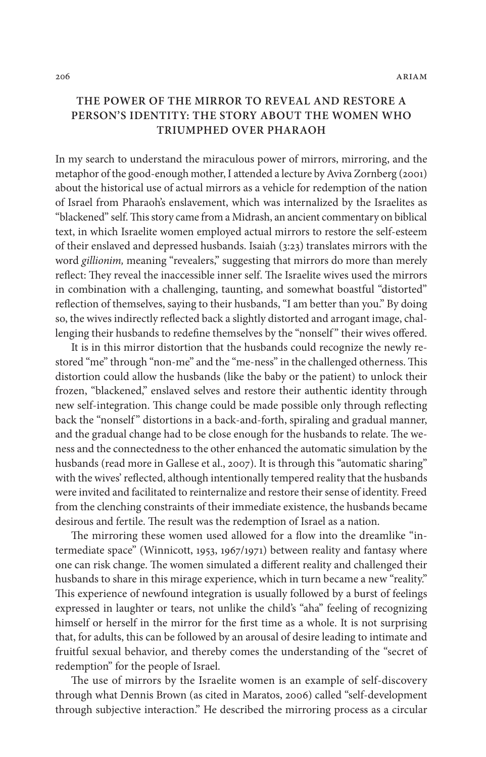## THE POWER OF THE MIRROR TO REVEAL AND RESTORE A PERSON'S IDENTITY: THE STORY ABOUT THE WOMEN WHO TRIUMPHED OVER PHARAOH

In my search to understand the miraculous power of mirrors, mirroring, and the metaphor of the good-enough mother, I attended a lecture by Aviva Zornberg (2001) about the historical use of actual mirrors as a vehicle for redemption of the nation of Israel from Pharaoh's enslavement, which was internalized by the Israelites as "blackened" self. This story came from a Midrash, an ancient commentary on biblical text, in which Israelite women employed actual mirrors to restore the self-esteem of their enslaved and depressed husbands. Isaiah (3:23) translates mirrors with the word *gillionim,* meaning "revealers," suggesting that mirrors do more than merely reflect: They reveal the inaccessible inner self. The Israelite wives used the mirrors in combination with a challenging, taunting, and somewhat boastful "distorted" reflection of themselves, saying to their husbands, "I am better than you." By doing so, the wives indirectly reflected back a slightly distorted and arrogant image, challenging their husbands to redefine themselves by the "nonself" their wives offered.

It is in this mirror distortion that the husbands could recognize the newly restored "me" through "non-me" and the "me-ness" in the challenged otherness. This distortion could allow the husbands (like the baby or the patient) to unlock their frozen, "blackened," enslaved selves and restore their authentic identity through new self-integration. This change could be made possible only through reflecting back the "nonself" distortions in a back-and-forth, spiraling and gradual manner, and the gradual change had to be close enough for the husbands to relate. The we-ness and the connectedness to the other enhanced the automatic simulation by the husbands (read more in Gallese et al., 2007). It is through this "automatic sharing" with the wives' reflected, although intentionally tempered reality that the husbands were invited and facilitated to reinternalize and restore their sense of identity. Freed from the clenching constraints of their immediate existence, the husbands became desirous and fertile. The result was the redemption of Israel as a nation.

The mirroring these women used allowed for a flow into the dreamlike "intermediate space" (Winnicott, 1953, 1967/1971) between reality and fantasy where one can risk change. The women simulated a different reality and challenged their husbands to share in this mirage experience, which in turn became a new "reality." This experience of newfound integration is usually followed by a burst of feelings expressed in laughter or tears, not unlike the child's "aha" feeling of recognizing himself or herself in the mirror for the first time as a whole. It is not surprising that, for adults, this can be followed by an arousal of desire leading to intimate and fruitful sexual behavior, and thereby comes the understanding of the "secret of redemption" for the people of Israel.

The use of mirrors by the Israelite women is an example of self-discovery through what Dennis Brown (as cited in Maratos, 2006) called "self-development through subjective interaction." He described the mirroring process as a circular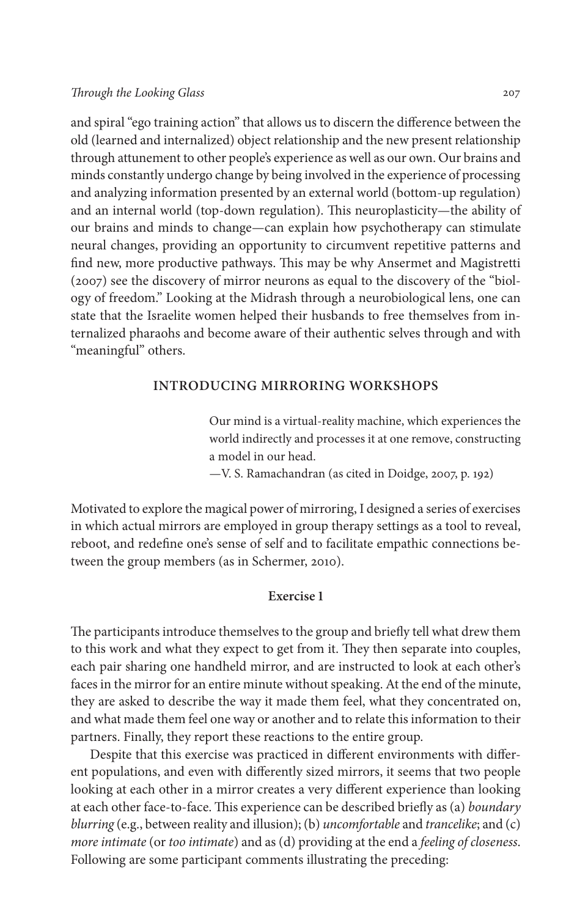and spiral "ego training action" that allows us to discern the difference between the old (learned and internalized) object relationship and the new present relationship through attunement to other people's experience as well as our own. Our brains and minds constantly undergo change by being involved in the experience of processing and analyzing information presented by an external world (bottom-up regulation) and an internal world (top-down regulation). This neuroplasticity—the ability of our brains and minds to change—can explain how psychotherapy can stimulate neural changes, providing an opportunity to circumvent repetitive patterns and find new, more productive pathways. This may be why Ansermet and Magistretti (2007) see the discovery of mirror neurons as equal to the discovery of the "biology of freedom." Looking at the Midrash through a neurobiological lens, one can state that the Israelite women helped their husbands to free themselves from internalized pharaohs and become aware of their authentic selves through and with "meaningful" others.

## INTRODUCING MIRRORING WORKSHOPS

> Our mind is a virtual-reality machine, which experiences the world indirectly and processes it at one remove, constructing a model in our head.
> —V. S. Ramachandran (as cited in Doidge, 2007, p. 192)

Motivated to explore the magical power of mirroring, I designed a series of exercises in which actual mirrors are employed in group therapy settings as a tool to reveal, reboot, and redefine one's sense of self and to facilitate empathic connections between the group members (as in Schermer, 2010).

### Exercise 1

The participants introduce themselves to the group and briefly tell what drew them to this work and what they expect to get from it. They then separate into couples, each pair sharing one handheld mirror, and are instructed to look at each other's faces in the mirror for an entire minute without speaking. At the end of the minute, they are asked to describe the way it made them feel, what they concentrated on, and what made them feel one way or another and to relate this information to their partners. Finally, they report these reactions to the entire group.

Despite that this exercise was practiced in different environments with different populations, and even with differently sized mirrors, it seems that two people looking at each other in a mirror creates a very different experience than looking at each other face-to-face. This experience can be described briefly as (a) *boundary blurring* (e.g., between reality and illusion); (b) *uncomfortable* and *trancelike*; and (c) *more intimate* (or *too intimate*) and as (d) providing at the end a *feeling of closeness*. Following are some participant comments illustrating the preceding: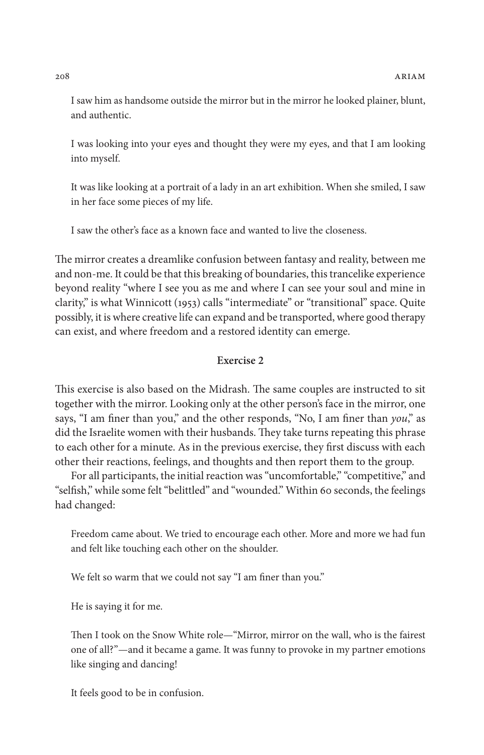> I saw him as handsome outside the mirror but in the mirror he looked plainer, blunt, and authentic.
>
> I was looking into your eyes and thought they were my eyes, and that I am looking into myself.
>
> It was like looking at a portrait of a lady in an art exhibition. When she smiled, I saw in her face some pieces of my life.
>
> I saw the other's face as a known face and wanted to live the closeness.

The mirror creates a dreamlike confusion between fantasy and reality, between me and non-me. It could be that this breaking of boundaries, this trancelike experience beyond reality "where I see you as me and where I can see your soul and mine in clarity," is what Winnicott (1953) calls "intermediate" or "transitional" space. Quite possibly, it is where creative life can expand and be transported, where good therapy can exist, and where freedom and a restored identity can emerge.

### Exercise 2

This exercise is also based on the Midrash. The same couples are instructed to sit together with the mirror. Looking only at the other person's face in the mirror, one says, "I am finer than you," and the other responds, "No, I am finer than *you*," as did the Israelite women with their husbands. They take turns repeating this phrase to each other for a minute. As in the previous exercise, they first discuss with each other their reactions, feelings, and thoughts and then report them to the group.

For all participants, the initial reaction was "uncomfortable," "competitive," and "selfish," while some felt "belittled" and "wounded." Within 60 seconds, the feelings had changed:

> Freedom came about. We tried to encourage each other. More and more we had fun and felt like touching each other on the shoulder.
>
> We felt so warm that we could not say "I am finer than you."
>
> He is saying it for me.
>
> Then I took on the Snow White role—"Mirror, mirror on the wall, who is the fairest one of all?"—and it became a game. It was funny to provoke in my partner emotions like singing and dancing!
>
> It feels good to be in confusion.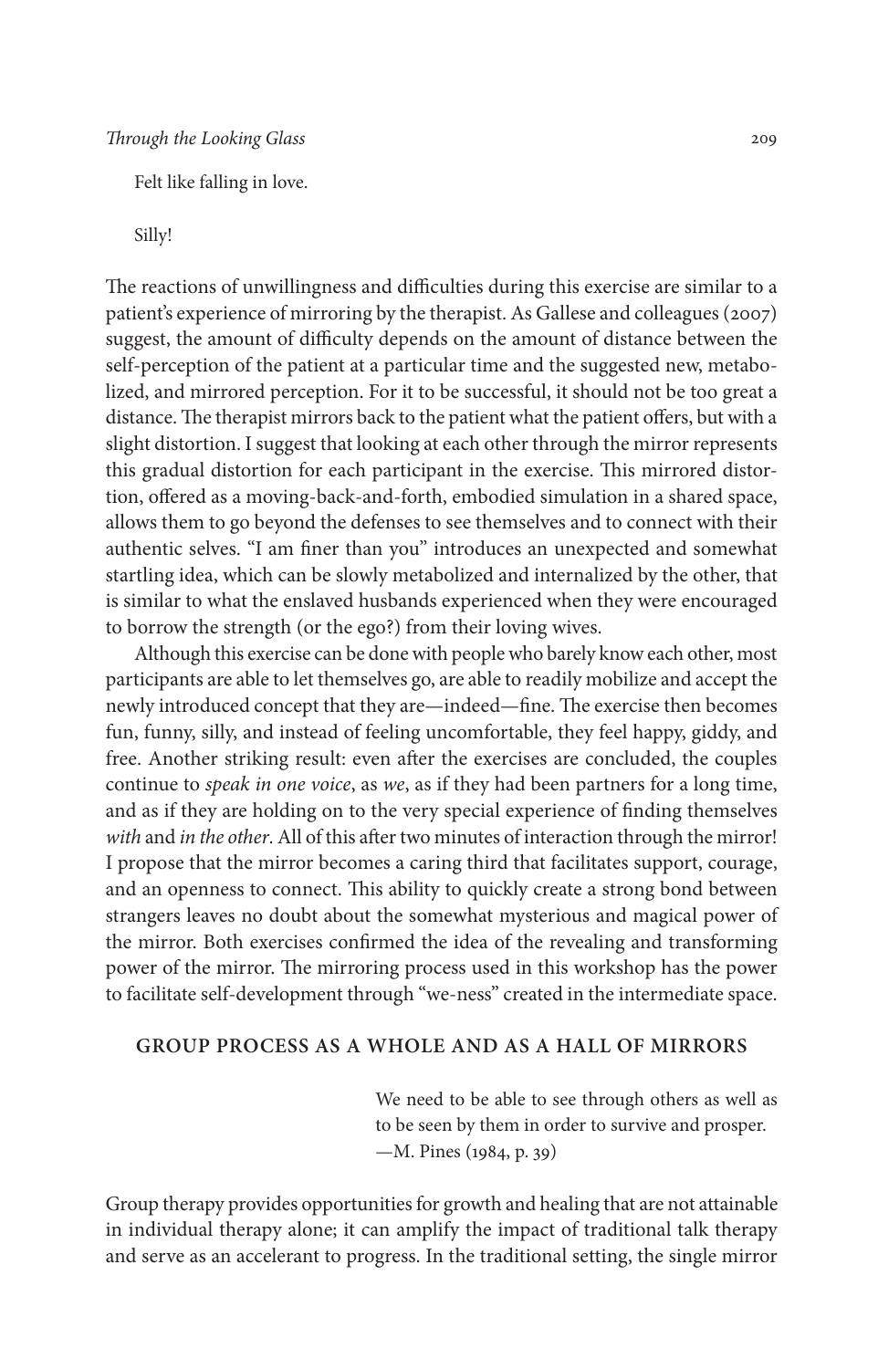Felt like falling in love.

Silly!

The reactions of unwillingness and difficulties during this exercise are similar to a patient's experience of mirroring by the therapist. As Gallese and colleagues (2007) suggest, the amount of difficulty depends on the amount of distance between the self-perception of the patient at a particular time and the suggested new, metabolized, and mirrored perception. For it to be successful, it should not be too great a distance. The therapist mirrors back to the patient what the patient offers, but with a slight distortion. I suggest that looking at each other through the mirror represents this gradual distortion for each participant in the exercise. This mirrored distortion, offered as a moving-back-and-forth, embodied simulation in a shared space, allows them to go beyond the defenses to see themselves and to connect with their authentic selves. "I am finer than you" introduces an unexpected and somewhat startling idea, which can be slowly metabolized and internalized by the other, that is similar to what the enslaved husbands experienced when they were encouraged to borrow the strength (or the ego?) from their loving wives.

Although this exercise can be done with people who barely know each other, most participants are able to let themselves go, are able to readily mobilize and accept the newly introduced concept that they are—indeed—fine. The exercise then becomes fun, funny, silly, and instead of feeling uncomfortable, they feel happy, giddy, and free. Another striking result: even after the exercises are concluded, the couples continue to *speak in one voice*, as *we*, as if they had been partners for a long time, and as if they are holding on to the very special experience of finding themselves *with* and *in the other*. All of this after two minutes of interaction through the mirror! I propose that the mirror becomes a caring third that facilitates support, courage, and an openness to connect. This ability to quickly create a strong bond between strangers leaves no doubt about the somewhat mysterious and magical power of the mirror. Both exercises confirmed the idea of the revealing and transforming power of the mirror. The mirroring process used in this workshop has the power to facilitate self-development through "we-ness" created in the intermediate space.

## GROUP PROCESS AS A WHOLE AND AS A HALL OF MIRRORS

> We need to be able to see through others as well as to be seen by them in order to survive and prosper.
> —M. Pines (1984, p. 39)

Group therapy provides opportunities for growth and healing that are not attainable in individual therapy alone; it can amplify the impact of traditional talk therapy and serve as an accelerant to progress. In the traditional setting, the single mirror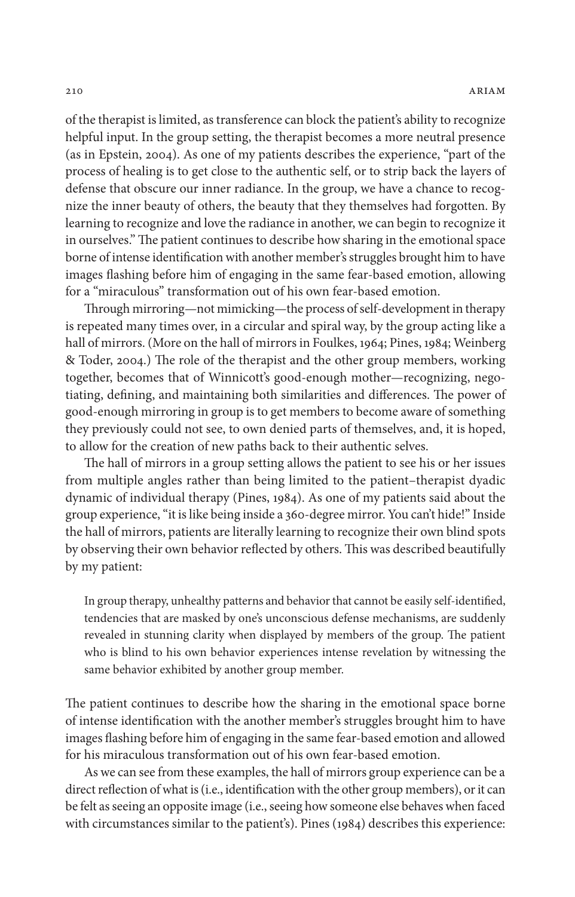of the therapist is limited, as transference can block the patient's ability to recognize helpful input. In the group setting, the therapist becomes a more neutral presence (as in Epstein, 2004). As one of my patients describes the experience, "part of the process of healing is to get close to the authentic self, or to strip back the layers of defense that obscure our inner radiance. In the group, we have a chance to recognize the inner beauty of others, the beauty that they themselves had forgotten. By learning to recognize and love the radiance in another, we can begin to recognize it in ourselves." The patient continues to describe how sharing in the emotional space borne of intense identification with another member's struggles brought him to have images flashing before him of engaging in the same fear-based emotion, allowing for a "miraculous" transformation out of his own fear-based emotion.

Through mirroring—not mimicking—the process of self-development in therapy is repeated many times over, in a circular and spiral way, by the group acting like a hall of mirrors. (More on the hall of mirrors in Foulkes, 1964; Pines, 1984; Weinberg & Toder, 2004.) The role of the therapist and the other group members, working together, becomes that of Winnicott's good-enough mother—recognizing, negotiating, defining, and maintaining both similarities and differences. The power of good-enough mirroring in group is to get members to become aware of something they previously could not see, to own denied parts of themselves, and, it is hoped, to allow for the creation of new paths back to their authentic selves.

The hall of mirrors in a group setting allows the patient to see his or her issues from multiple angles rather than being limited to the patient–therapist dyadic dynamic of individual therapy (Pines, 1984). As one of my patients said about the group experience, "it is like being inside a 360-degree mirror. You can't hide!" Inside the hall of mirrors, patients are literally learning to recognize their own blind spots by observing their own behavior reflected by others. This was described beautifully by my patient:

> In group therapy, unhealthy patterns and behavior that cannot be easily self-identified, tendencies that are masked by one's unconscious defense mechanisms, are suddenly revealed in stunning clarity when displayed by members of the group. The patient who is blind to his own behavior experiences intense revelation by witnessing the same behavior exhibited by another group member.

The patient continues to describe how the sharing in the emotional space borne of intense identification with the another member's struggles brought him to have images flashing before him of engaging in the same fear-based emotion and allowed for his miraculous transformation out of his own fear-based emotion.

As we can see from these examples, the hall of mirrors group experience can be a direct reflection of what is (i.e., identification with the other group members), or it can be felt as seeing an opposite image (i.e., seeing how someone else behaves when faced with circumstances similar to the patient's). Pines (1984) describes this experience: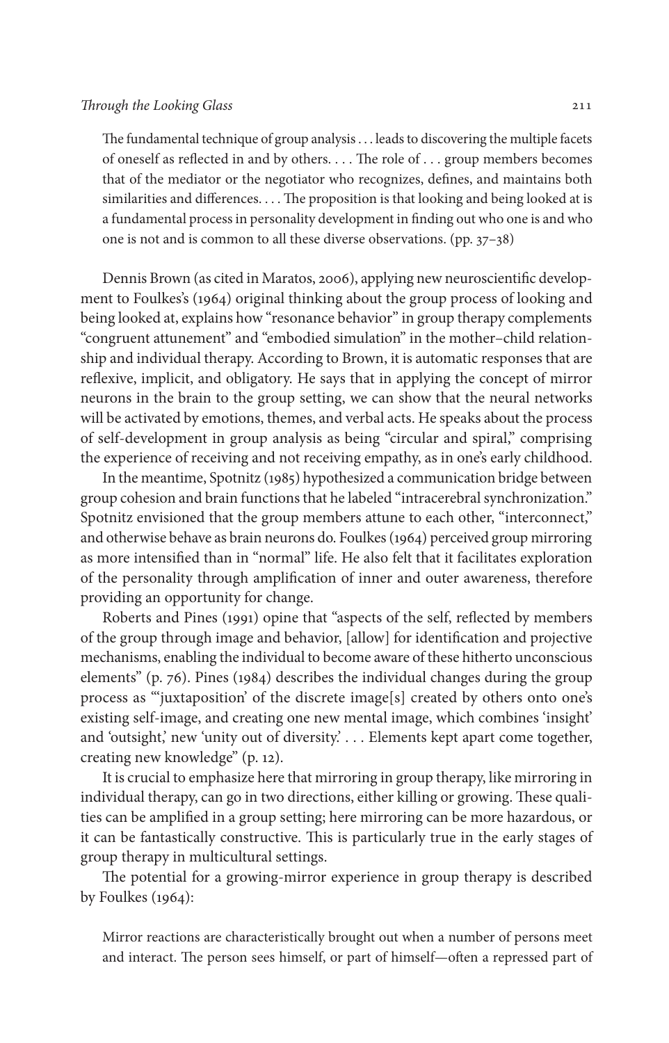> The fundamental technique of group analysis . . . leads to discovering the multiple facets of oneself as reflected in and by others. . . . The role of . . . group members becomes that of the mediator or the negotiator who recognizes, defines, and maintains both similarities and differences. . . . The proposition is that looking and being looked at is a fundamental process in personality development in finding out who one is and who one is not and is common to all these diverse observations. (pp. 37–38)

Dennis Brown (as cited in Maratos, 2006), applying new neuroscientific development to Foulkes's (1964) original thinking about the group process of looking and being looked at, explains how "resonance behavior" in group therapy complements "congruent attunement" and "embodied simulation" in the mother–child relationship and individual therapy. According to Brown, it is automatic responses that are reflexive, implicit, and obligatory. He says that in applying the concept of mirror neurons in the brain to the group setting, we can show that the neural networks will be activated by emotions, themes, and verbal acts. He speaks about the process of self-development in group analysis as being "circular and spiral," comprising the experience of receiving and not receiving empathy, as in one's early childhood.

In the meantime, Spotnitz (1985) hypothesized a communication bridge between group cohesion and brain functions that he labeled "intracerebral synchronization." Spotnitz envisioned that the group members attune to each other, "interconnect," and otherwise behave as brain neurons do. Foulkes (1964) perceived group mirroring as more intensified than in "normal" life. He also felt that it facilitates exploration of the personality through amplification of inner and outer awareness, therefore providing an opportunity for change.

Roberts and Pines (1991) opine that "aspects of the self, reflected by members of the group through image and behavior, [allow] for identification and projective mechanisms, enabling the individual to become aware of these hitherto unconscious elements" (p. 76). Pines (1984) describes the individual changes during the group process as "'juxtaposition' of the discrete image[s] created by others onto one's existing self-image, and creating one new mental image, which combines 'insight' and 'outsight,' new 'unity out of diversity.' . . . Elements kept apart come together, creating new knowledge" (p. 12).

It is crucial to emphasize here that mirroring in group therapy, like mirroring in individual therapy, can go in two directions, either killing or growing. These qualities can be amplified in a group setting; here mirroring can be more hazardous, or it can be fantastically constructive. This is particularly true in the early stages of group therapy in multicultural settings.

The potential for a growing-mirror experience in group therapy is described by Foulkes (1964):

> Mirror reactions are characteristically brought out when a number of persons meet and interact. The person sees himself, or part of himself—often a repressed part of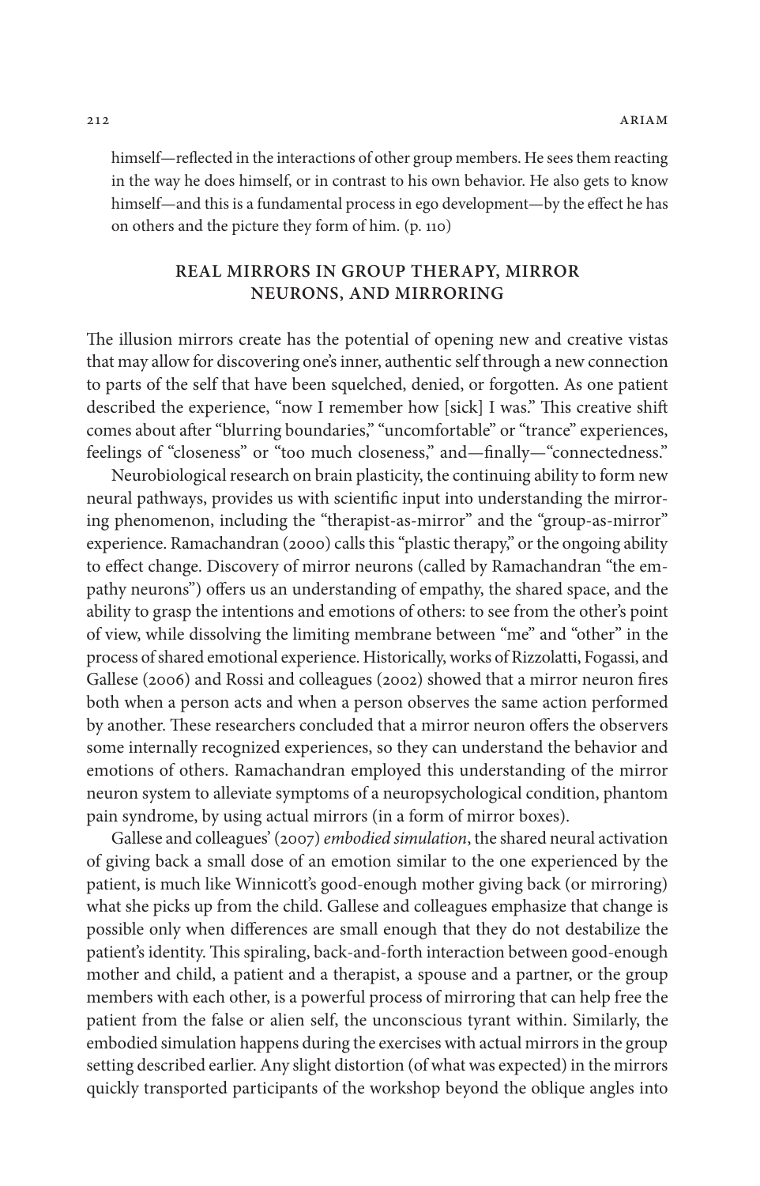himself—reflected in the interactions of other group members. He sees them reacting in the way he does himself, or in contrast to his own behavior. He also gets to know himself—and this is a fundamental process in ego development—by the effect he has on others and the picture they form of him. (p. 110)

## REAL MIRRORS IN GROUP THERAPY, MIRROR NEURONS, AND MIRRORING

The illusion mirrors create has the potential of opening new and creative vistas that may allow for discovering one's inner, authentic self through a new connection to parts of the self that have been squelched, denied, or forgotten. As one patient described the experience, "now I remember how [sick] I was." This creative shift comes about after "blurring boundaries," "uncomfortable" or "trance" experiences, feelings of "closeness" or "too much closeness," and—finally—"connectedness."

Neurobiological research on brain plasticity, the continuing ability to form new neural pathways, provides us with scientific input into understanding the mirroring phenomenon, including the "therapist-as-mirror" and the "group-as-mirror" experience. Ramachandran (2000) calls this "plastic therapy," or the ongoing ability to effect change. Discovery of mirror neurons (called by Ramachandran "the empathy neurons") offers us an understanding of empathy, the shared space, and the ability to grasp the intentions and emotions of others: to see from the other's point of view, while dissolving the limiting membrane between "me" and "other" in the process of shared emotional experience. Historically, works of Rizzolatti, Fogassi, and Gallese (2006) and Rossi and colleagues (2002) showed that a mirror neuron fires both when a person acts and when a person observes the same action performed by another. These researchers concluded that a mirror neuron offers the observers some internally recognized experiences, so they can understand the behavior and emotions of others. Ramachandran employed this understanding of the mirror neuron system to alleviate symptoms of a neuropsychological condition, phantom pain syndrome, by using actual mirrors (in a form of mirror boxes).

Gallese and colleagues' (2007) *embodied simulation*, the shared neural activation of giving back a small dose of an emotion similar to the one experienced by the patient, is much like Winnicott's good-enough mother giving back (or mirroring) what she picks up from the child. Gallese and colleagues emphasize that change is possible only when differences are small enough that they do not destabilize the patient's identity. This spiraling, back-and-forth interaction between good-enough mother and child, a patient and a therapist, a spouse and a partner, or the group members with each other, is a powerful process of mirroring that can help free the patient from the false or alien self, the unconscious tyrant within. Similarly, the embodied simulation happens during the exercises with actual mirrors in the group setting described earlier. Any slight distortion (of what was expected) in the mirrors quickly transported participants of the workshop beyond the oblique angles into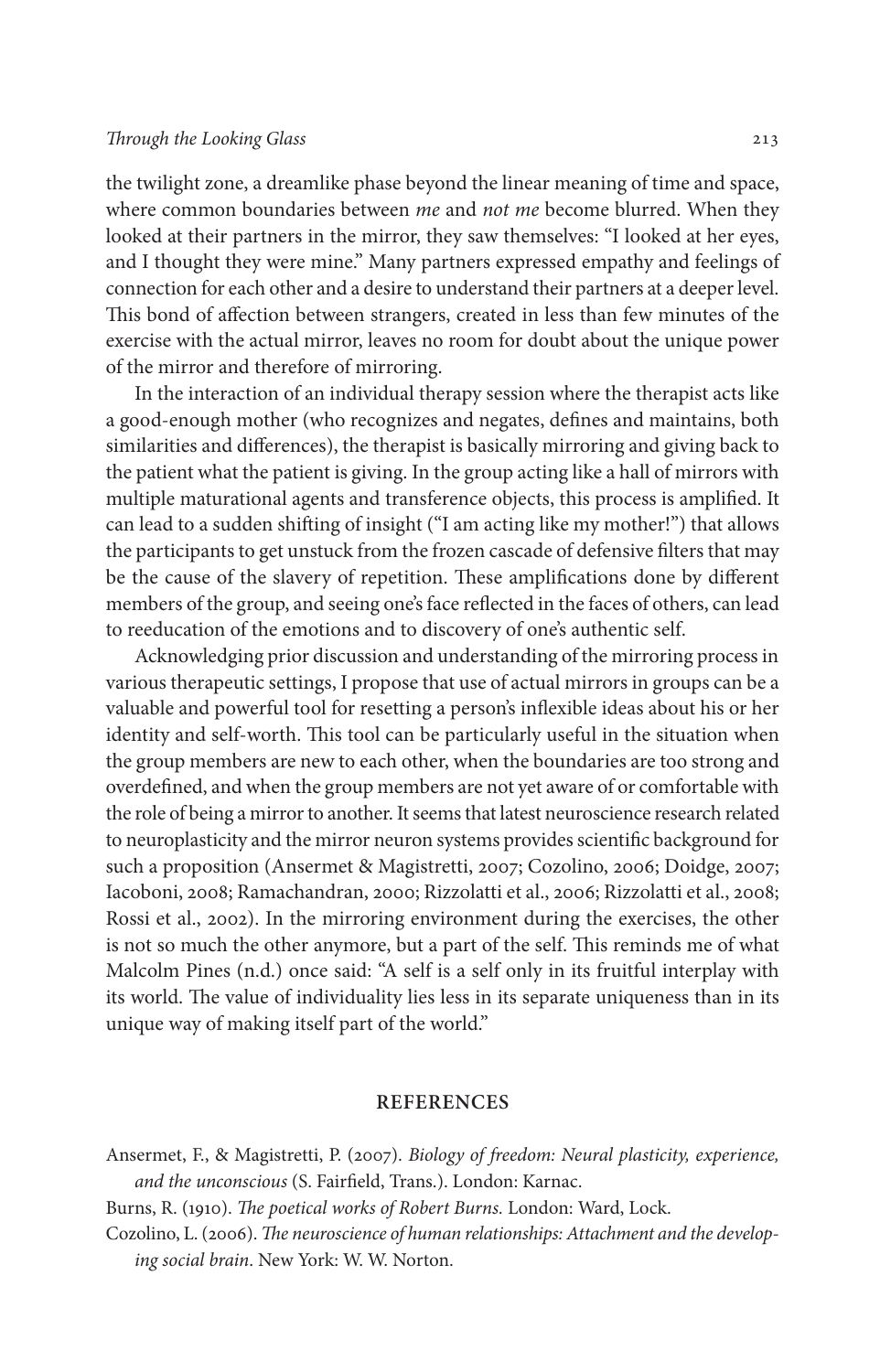the twilight zone, a dreamlike phase beyond the linear meaning of time and space, where common boundaries between *me* and *not me* become blurred. When they looked at their partners in the mirror, they saw themselves: "I looked at her eyes, and I thought they were mine." Many partners expressed empathy and feelings of connection for each other and a desire to understand their partners at a deeper level. This bond of affection between strangers, created in less than few minutes of the exercise with the actual mirror, leaves no room for doubt about the unique power of the mirror and therefore of mirroring.

In the interaction of an individual therapy session where the therapist acts like a good-enough mother (who recognizes and negates, defines and maintains, both similarities and differences), the therapist is basically mirroring and giving back to the patient what the patient is giving. In the group acting like a hall of mirrors with multiple maturational agents and transference objects, this process is amplified. It can lead to a sudden shifting of insight ("I am acting like my mother!") that allows the participants to get unstuck from the frozen cascade of defensive filters that may be the cause of the slavery of repetition. These amplifications done by different members of the group, and seeing one's face reflected in the faces of others, can lead to reeducation of the emotions and to discovery of one's authentic self.

Acknowledging prior discussion and understanding of the mirroring process in various therapeutic settings, I propose that use of actual mirrors in groups can be a valuable and powerful tool for resetting a person's inflexible ideas about his or her identity and self-worth. This tool can be particularly useful in the situation when the group members are new to each other, when the boundaries are too strong and overdefined, and when the group members are not yet aware of or comfortable with the role of being a mirror to another. It seems that latest neuroscience research related to neuroplasticity and the mirror neuron systems provides scientific background for such a proposition (Ansermet & Magistretti, 2007; Cozolino, 2006; Doidge, 2007; Iacoboni, 2008; Ramachandran, 2000; Rizzolatti et al., 2006; Rizzolatti et al., 2008; Rossi et al., 2002). In the mirroring environment during the exercises, the other is not so much the other anymore, but a part of the self. This reminds me of what Malcolm Pines (n.d.) once said: "A self is a self only in its fruitful interplay with its world. The value of individuality lies less in its separate uniqueness than in its unique way of making itself part of the world."

## REFERENCES

Ansermet, F., & Magistretti, P. (2007). *Biology of freedom: Neural plasticity, experience, and the unconscious* (S. Fairfield, Trans.). London: Karnac.

Burns, R. (1910). *The poetical works of Robert Burns*. London: Ward, Lock.

Cozolino, L. (2006). *The neuroscience of human relationships: Attachment and the developing social brain*. New York: W. W. Norton.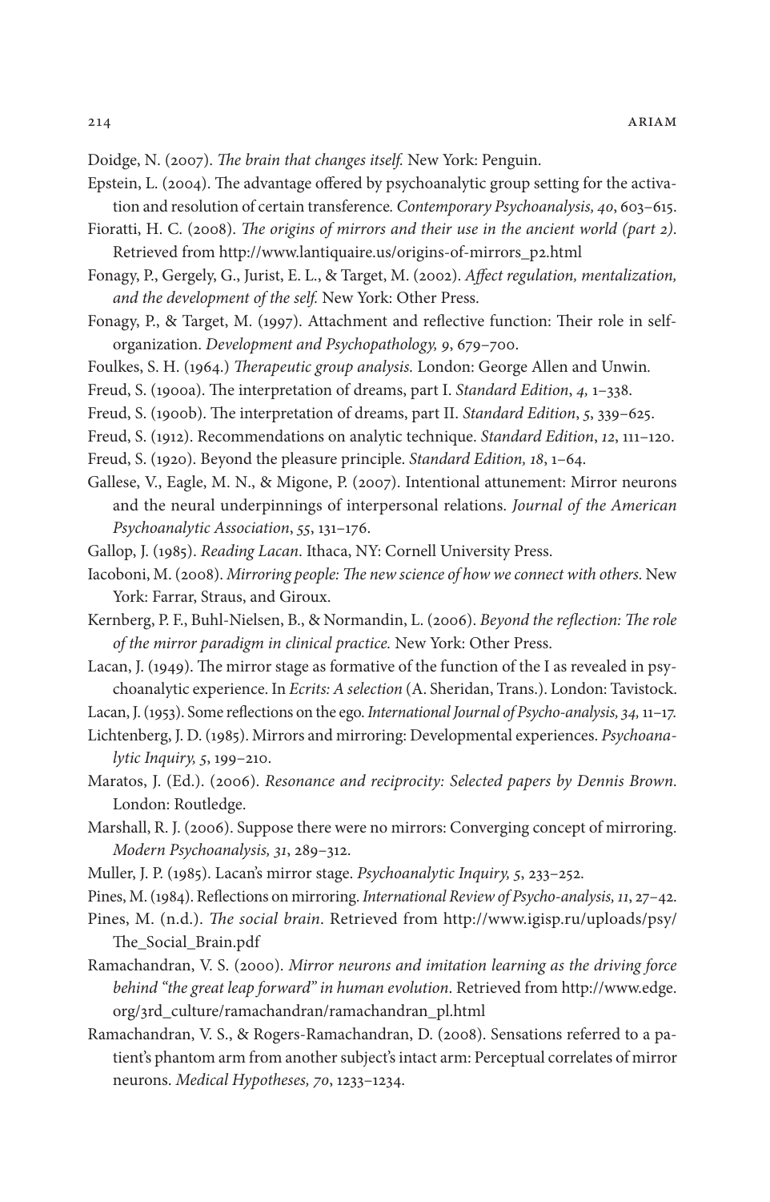Doidge, N. (2007). *The brain that changes itself.* New York: Penguin.

Epstein, L. (2004). The advantage offered by psychoanalytic group setting for the activation and resolution of certain transference. *Contemporary Psychoanalysis, 40*, 603–615.

Fioratti, H. C. (2008). *The origins of mirrors and their use in the ancient world (part 2).* Retrieved from http://www.lantiquaire.us/origins-of-mirrors_p2.html

Fonagy, P., Gergely, G., Jurist, E. L., & Target, M. (2002). *Affect regulation, mentalization, and the development of the self.* New York: Other Press.

Fonagy, P., & Target, M. (1997). Attachment and reflective function: Their role in self-organization. *Development and Psychopathology, 9*, 679–700.

Foulkes, S. H. (1964.) *Therapeutic group analysis.* London: George Allen and Unwin.

Freud, S. (1900a). The interpretation of dreams, part I. *Standard Edition*, *4,* 1–338.

Freud, S. (1900b). The interpretation of dreams, part II. *Standard Edition*, *5*, 339–625.

Freud, S. (1912). Recommendations on analytic technique. *Standard Edition*, *12*, 111–120.

Freud, S. (1920). Beyond the pleasure principle. *Standard Edition, 18*, 1–64.

Gallese, V., Eagle, M. N., & Migone, P. (2007). Intentional attunement: Mirror neurons and the neural underpinnings of interpersonal relations. *Journal of the American Psychoanalytic Association*, *55*, 131–176.

Gallop, J. (1985). *Reading Lacan*. Ithaca, NY: Cornell University Press.

Iacoboni, M. (2008). *Mirroring people: The new science of how we connect with others.* New York: Farrar, Straus, and Giroux.

Kernberg, P. F., Buhl-Nielsen, B., & Normandin, L. (2006). *Beyond the reflection: The role of the mirror paradigm in clinical practice.* New York: Other Press.

Lacan, J. (1949). The mirror stage as formative of the function of the I as revealed in psychoanalytic experience. In *Ecrits: A selection* (A. Sheridan, Trans.). London: Tavistock.

Lacan, J. (1953). Some reflections on the ego. *International Journal of Psycho-analysis, 34,* 11–17.

Lichtenberg, J. D. (1985). Mirrors and mirroring: Developmental experiences. *Psychoanalytic Inquiry, 5*, 199–210.

Maratos, J. (Ed.). (2006). *Resonance and reciprocity: Selected papers by Dennis Brown.* London: Routledge.

Marshall, R. J. (2006). Suppose there were no mirrors: Converging concept of mirroring. *Modern Psychoanalysis, 31*, 289–312.

Muller, J. P. (1985). Lacan's mirror stage. *Psychoanalytic Inquiry, 5*, 233–252.

Pines, M. (1984). Reflections on mirroring. *International Review of Psycho-analysis, 11*, 27–42.

Pines, M. (n.d.). *The social brain*. Retrieved from http://www.igisp.ru/uploads/psy/The_Social_Brain.pdf

Ramachandran, V. S. (2000). *Mirror neurons and imitation learning as the driving force behind "the great leap forward" in human evolution*. Retrieved from http://www.edge.org/3rd_culture/ramachandran/ramachandran_pl.html

Ramachandran, V. S., & Rogers-Ramachandran, D. (2008). Sensations referred to a patient's phantom arm from another subject's intact arm: Perceptual correlates of mirror neurons. *Medical Hypotheses, 70*, 1233–1234.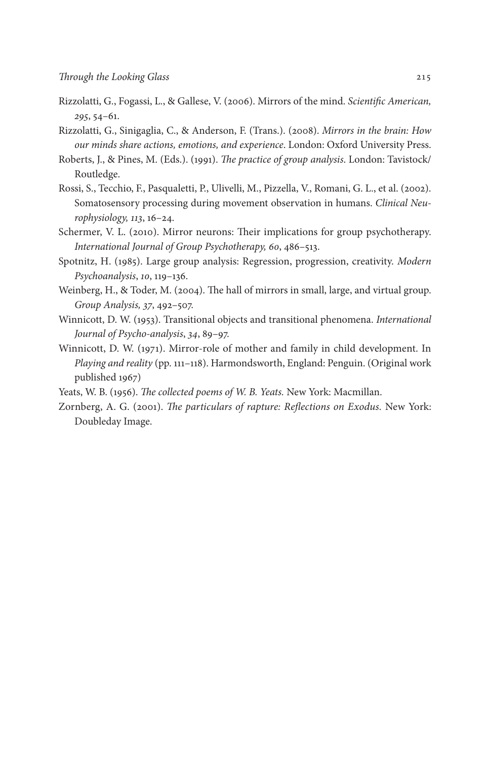Rizzolatti, G., Fogassi, L., & Gallese, V. (2006). Mirrors of the mind. *Scientific American, 295*, 54–61.

Rizzolatti, G., Sinigaglia, C., & Anderson, F. (Trans.). (2008). *Mirrors in the brain: How our minds share actions, emotions, and experience*. London: Oxford University Press.

Roberts, J., & Pines, M. (Eds.). (1991). *The practice of group analysis*. London: Tavistock/Routledge.

Rossi, S., Tecchio, F., Pasqualetti, P., Ulivelli, M., Pizzella, V., Romani, G. L., et al. (2002). Somatosensory processing during movement observation in humans. *Clinical Neurophysiology, 113*, 16–24.

Schermer, V. L. (2010). Mirror neurons: Their implications for group psychotherapy. *International Journal of Group Psychotherapy, 60*, 486–513.

Spotnitz, H. (1985). Large group analysis: Regression, progression, creativity. *Modern Psychoanalysis*, *10*, 119–136.

Weinberg, H., & Toder, M. (2004). The hall of mirrors in small, large, and virtual group. *Group Analysis, 37*, 492–507.

Winnicott, D. W. (1953). Transitional objects and transitional phenomena. *International Journal of Psycho-analysis*, *34*, 89–97.

Winnicott, D. W. (1971). Mirror-role of mother and family in child development. In *Playing and reality* (pp. 111–118). Harmondsworth, England: Penguin. (Original work published 1967)

Yeats, W. B. (1956). *The collected poems of W. B. Yeats.* New York: Macmillan.

Zornberg, A. G. (2001). *The particulars of rapture: Reflections on Exodus.* New York: Doubleday Image.